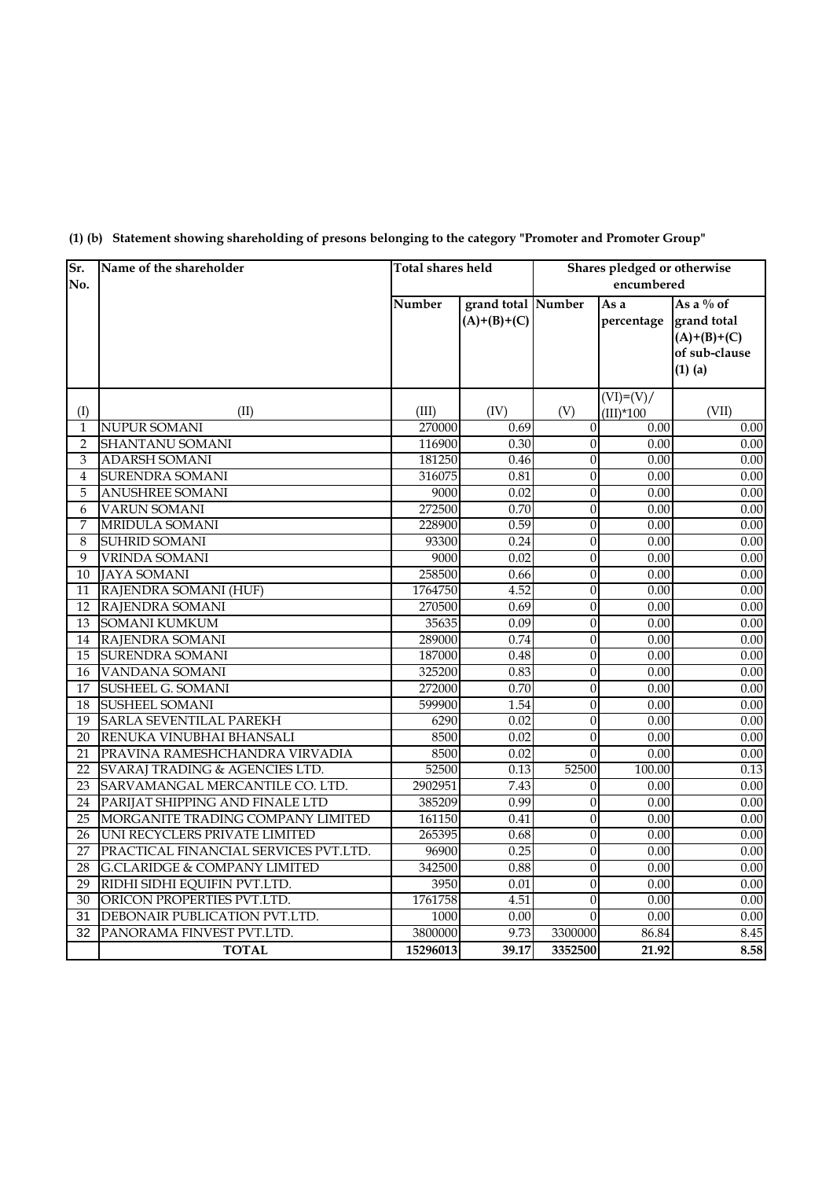**(1) (b) Statement showing shareholding of presons belonging to the category "Promoter and Promoter Group"**

| Sr. No. | Name of the shareholder | Total shares held | | Shares pledged or otherwise encumbered | | |
|---|---|---|---|---|---|---|
| | | Number | grand total (A)+(B)+(C) | Number | As a percentage | As a % of grand total (A)+(B)+(C) of sub-clause (1) (a) |
| (I) | (II) | (III) | (IV) | (V) | (VI)=(V)/(III)*100 | (VII) |
| 1 | NUPUR SOMANI | 270000 | 0.69 | 0 | 0.00 | 0.00 |
| 2 | SHANTANU SOMANI | 116900 | 0.30 | 0 | 0.00 | 0.00 |
| 3 | ADARSH SOMANI | 181250 | 0.46 | 0 | 0.00 | 0.00 |
| 4 | SURENDRA SOMANI | 316075 | 0.81 | 0 | 0.00 | 0.00 |
| 5 | ANUSHREE SOMANI | 9000 | 0.02 | 0 | 0.00 | 0.00 |
| 6 | VARUN SOMANI | 272500 | 0.70 | 0 | 0.00 | 0.00 |
| 7 | MRIDULA SOMANI | 228900 | 0.59 | 0 | 0.00 | 0.00 |
| 8 | SUHRID SOMANI | 93300 | 0.24 | 0 | 0.00 | 0.00 |
| 9 | VRINDA SOMANI | 9000 | 0.02 | 0 | 0.00 | 0.00 |
| 10 | JAYA SOMANI | 258500 | 0.66 | 0 | 0.00 | 0.00 |
| 11 | RAJENDRA SOMANI (HUF) | 1764750 | 4.52 | 0 | 0.00 | 0.00 |
| 12 | RAJENDRA SOMANI | 270500 | 0.69 | 0 | 0.00 | 0.00 |
| 13 | SOMANI KUMKUM | 35635 | 0.09 | 0 | 0.00 | 0.00 |
| 14 | RAJENDRA SOMANI | 289000 | 0.74 | 0 | 0.00 | 0.00 |
| 15 | SURENDRA SOMANI | 187000 | 0.48 | 0 | 0.00 | 0.00 |
| 16 | VANDANA SOMANI | 325200 | 0.83 | 0 | 0.00 | 0.00 |
| 17 | SUSHEEL G. SOMANI | 272000 | 0.70 | 0 | 0.00 | 0.00 |
| 18 | SUSHEEL SOMANI | 599900 | 1.54 | 0 | 0.00 | 0.00 |
| 19 | SARLA SEVENTILAL PAREKH | 6290 | 0.02 | 0 | 0.00 | 0.00 |
| 20 | RENUKA VINUBHAI BHANSALI | 8500 | 0.02 | 0 | 0.00 | 0.00 |
| 21 | PRAVINA RAMESHCHANDRA VIRVADIA | 8500 | 0.02 | 0 | 0.00 | 0.00 |
| 22 | SVARAJ TRADING & AGENCIES LTD. | 52500 | 0.13 | 52500 | 100.00 | 0.13 |
| 23 | SARVAMANGAL MERCANTILE CO. LTD. | 2902951 | 7.43 | 0 | 0.00 | 0.00 |
| 24 | PARIJAT SHIPPING AND FINALE LTD | 385209 | 0.99 | 0 | 0.00 | 0.00 |
| 25 | MORGANITE TRADING COMPANY LIMITED | 161150 | 0.41 | 0 | 0.00 | 0.00 |
| 26 | UNI RECYCLERS PRIVATE LIMITED | 265395 | 0.68 | 0 | 0.00 | 0.00 |
| 27 | PRACTICAL FINANCIAL SERVICES PVT.LTD. | 96900 | 0.25 | 0 | 0.00 | 0.00 |
| 28 | G.CLARIDGE & COMPANY LIMITED | 342500 | 0.88 | 0 | 0.00 | 0.00 |
| 29 | RIDHI SIDHI EQUIFIN PVT.LTD. | 3950 | 0.01 | 0 | 0.00 | 0.00 |
| 30 | ORICON PROPERTIES PVT.LTD. | 1761758 | 4.51 | 0 | 0.00 | 0.00 |
| 31 | DEBONAIR PUBLICATION PVT.LTD. | 1000 | 0.00 | 0 | 0.00 | 0.00 |
| 32 | PANORAMA FINVEST PVT.LTD. | 3800000 | 9.73 | 3300000 | 86.84 | 8.45 |
| | **TOTAL** | **15296013** | **39.17** | **3352500** | **21.92** | **8.58** |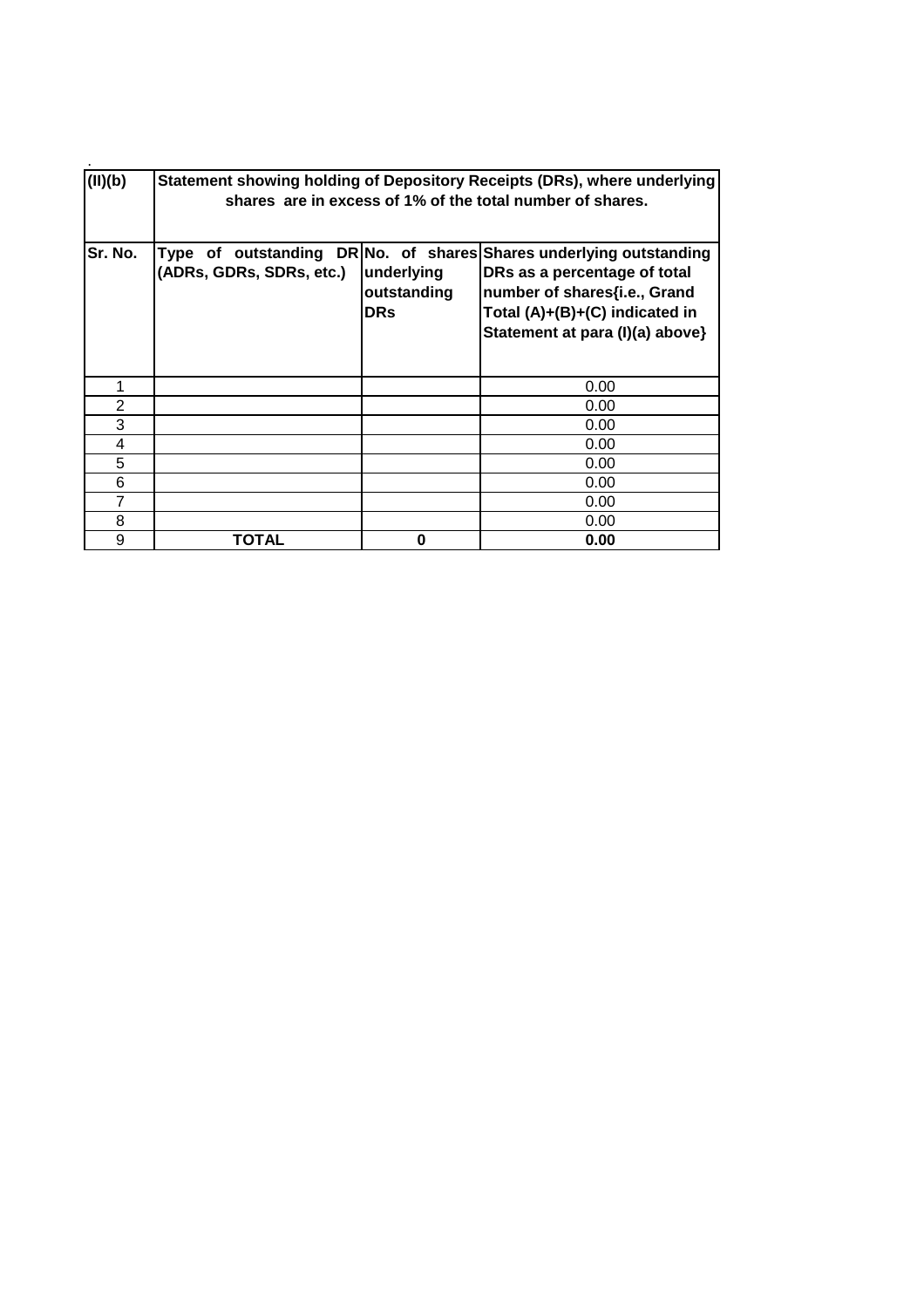| (II)(b) | Statement showing holding of Depository Receipts (DRs), where underlying shares are in excess of 1% of the total number of shares. | | |
|---|---|---|---|
| Sr. No. | Type of outstanding DR (ADRs, GDRs, SDRs, etc.) | No. of shares underlying outstanding DRs | Shares underlying outstanding DRs as a percentage of total number of shares{i.e., Grand Total (A)+(B)+(C) indicated in Statement at para (I)(a) above} |
| 1 | | | 0.00 |
| 2 | | | 0.00 |
| 3 | | | 0.00 |
| 4 | | | 0.00 |
| 5 | | | 0.00 |
| 6 | | | 0.00 |
| 7 | | | 0.00 |
| 8 | | | 0.00 |
| 9 | **TOTAL** | **0** | **0.00** |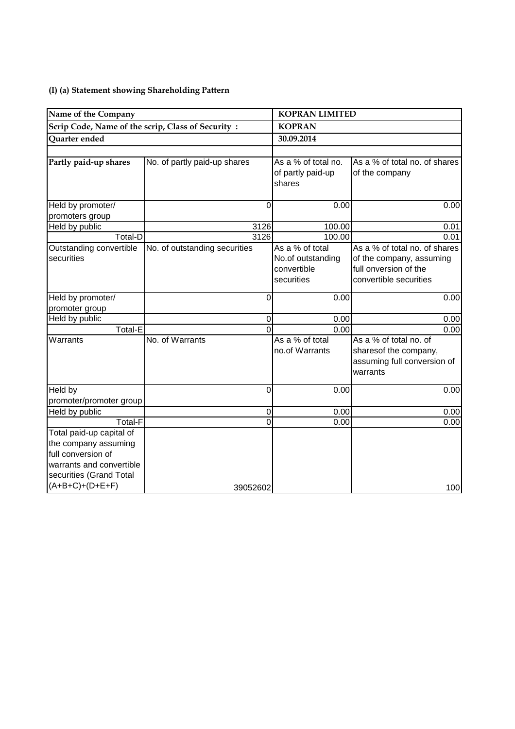**(I) (a) Statement showing Shareholding Pattern**

| Name of the Company | | KOPRAN LIMITED | |
|---|---|---|---|
| Scrip Code, Name of the scrip, Class of Security : | | KOPRAN | |
| Quarter ended | | 30.09.2014 | |
| | | | |
| **Partly paid-up shares** | No. of partly paid-up shares | As a % of total no. of partly paid-up shares | As a % of total no. of shares of the company |
| Held by promoter/ promoters group | 0 | 0.00 | 0.00 |
| Held by public | 3126 | 100.00 | 0.01 |
| Total-D | 3126 | 100.00 | 0.01 |
| Outstanding convertible securities | No. of outstanding securities | As a % of total No.of outstanding convertible securities | As a % of total no. of shares of the company, assuming full onversion of the convertible securities |
| Held by promoter/ promoter group | 0 | 0.00 | 0.00 |
| Held by public | 0 | 0.00 | 0.00 |
| Total-E | 0 | 0.00 | 0.00 |
| Warrants | No. of Warrants | As a % of total no.of Warrants | As a % of total no. of sharesof the company, assuming full conversion of warrants |
| Held by promoter/promoter group | 0 | 0.00 | 0.00 |
| Held by public | 0 | 0.00 | 0.00 |
| Total-F | 0 | 0.00 | 0.00 |
| Total paid-up capital of the company assuming full conversion of warrants and convertible securities (Grand Total (A+B+C)+(D+E+F) | 39052602 | | 100 |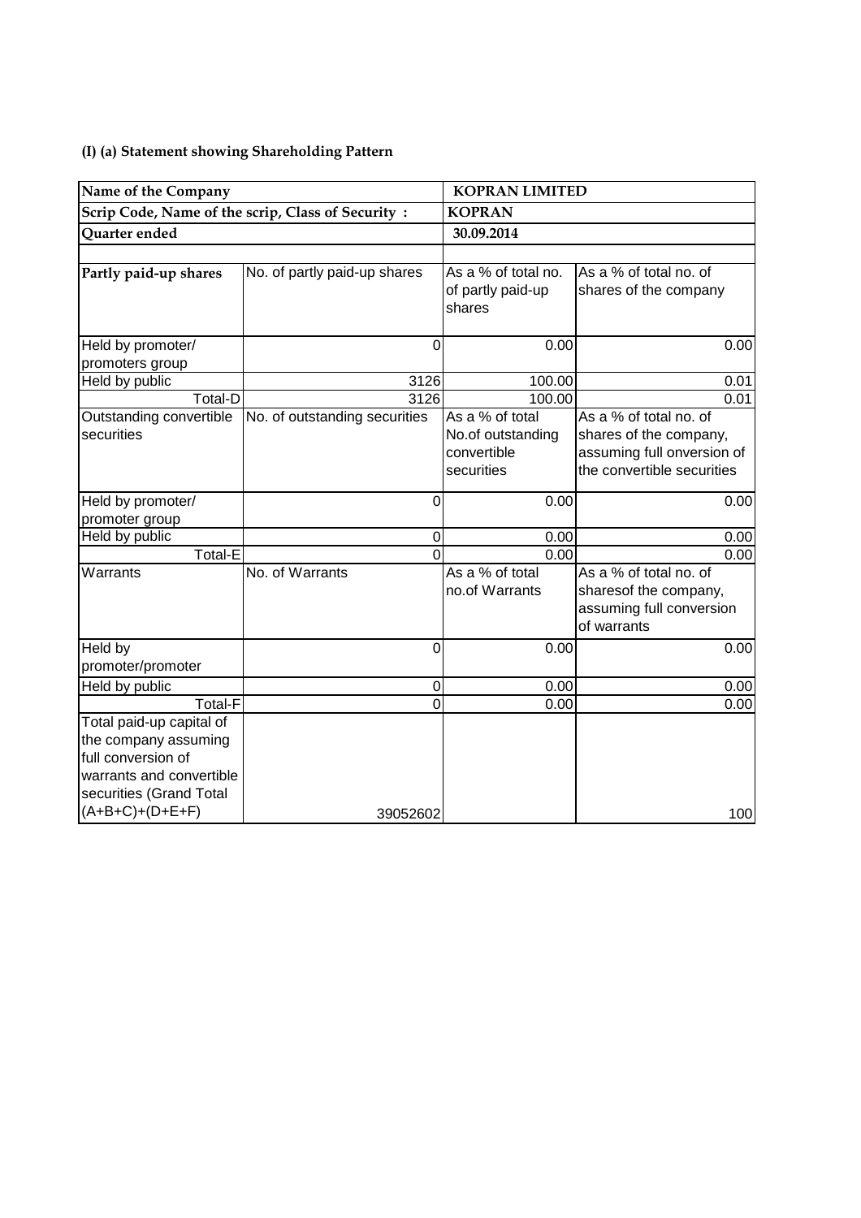**(I) (a) Statement showing Shareholding Pattern**

| Name of the Company | | KOPRAN LIMITED | |
|---|---|---|---|
| Scrip Code, Name of the scrip, Class of Security : | | KOPRAN | |
| Quarter ended | | 30.09.2014 | |
| | | | |
| **Partly paid-up shares** | No. of partly paid-up shares | As a % of total no. of partly paid-up shares | As a % of total no. of shares of the company |
| Held by promoter/ promoters group | 0 | 0.00 | 0.00 |
| Held by public | 3126 | 100.00 | 0.01 |
| Total-D | 3126 | 100.00 | 0.01 |
| Outstanding convertible securities | No. of outstanding securities | As a % of total No.of outstanding convertible securities | As a % of total no. of shares of the company, assuming full onversion of the convertible securities |
| Held by promoter/ promoter group | 0 | 0.00 | 0.00 |
| Held by public | 0 | 0.00 | 0.00 |
| Total-E | 0 | 0.00 | 0.00 |
| Warrants | No. of Warrants | As a % of total no.of Warrants | As a % of total no. of sharesof the company, assuming full conversion of warrants |
| Held by promoter/promoter | 0 | 0.00 | 0.00 |
| Held by public | 0 | 0.00 | 0.00 |
| Total-F | 0 | 0.00 | 0.00 |
| Total paid-up capital of the company assuming full conversion of warrants and convertible securities (Grand Total (A+B+C)+(D+E+F) | 39052602 | | 100 |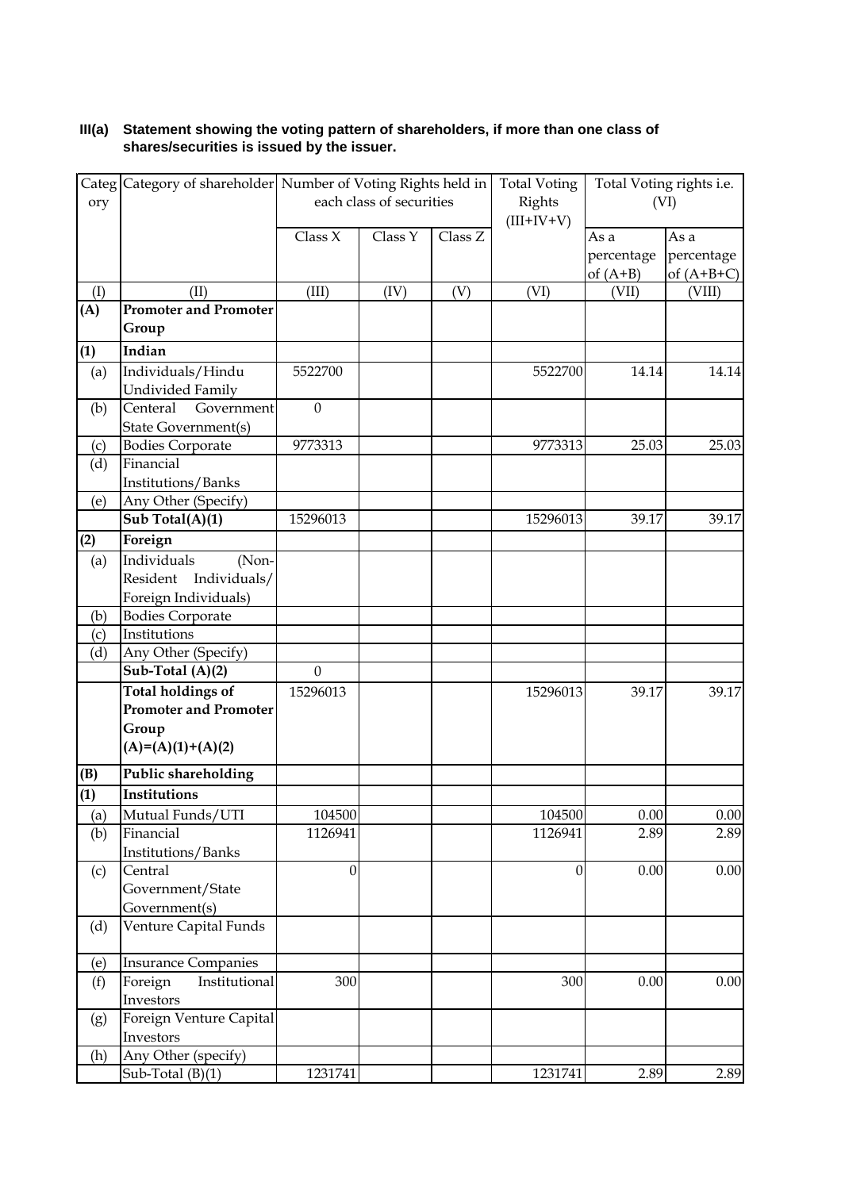**III(a) Statement showing the voting pattern of shareholders, if more than one class of shares/securities is issued by the issuer.**

| Category | Category of shareholder | Number of Voting Rights held in each class of securities | | | Total Voting Rights (III+IV+V) | Total Voting rights i.e. (VI) | |
|---|---|---|---|---|---|---|---|
| | | Class X | Class Y | Class Z | | As a percentage of (A+B) | As a percentage of (A+B+C) |
| (I) | (II) | (III) | (IV) | (V) | (VI) | (VII) | (VIII) |
| **(A)** | **Promoter and Promoter Group** | | | | | | |
| **(1)** | **Indian** | | | | | | |
| (a) | Individuals/Hindu Undivided Family | 5522700 | | | 5522700 | 14.14 | 14.14 |
| (b) | Centeral Government State Government(s) | 0 | | | | | |
| (c) | Bodies Corporate | 9773313 | | | 9773313 | 25.03 | 25.03 |
| (d) | Financial Institutions/Banks | | | | | | |
| (e) | Any Other (Specify) | | | | | | |
| | **Sub Total(A)(1)** | 15296013 | | | 15296013 | 39.17 | 39.17 |
| **(2)** | **Foreign** | | | | | | |
| (a) | Individuals (Non-Resident Individuals/ Foreign Individuals) | | | | | | |
| (b) | Bodies Corporate | | | | | | |
| (c) | Institutions | | | | | | |
| (d) | Any Other (Specify) | | | | | | |
| | **Sub-Total (A)(2)** | 0 | | | | | |
| | **Total holdings of Promoter and Promoter Group (A)=(A)(1)+(A)(2)** | 15296013 | | | 15296013 | 39.17 | 39.17 |
| **(B)** | **Public shareholding** | | | | | | |
| **(1)** | **Institutions** | | | | | | |
| (a) | Mutual Funds/UTI | 104500 | | | 104500 | 0.00 | 0.00 |
| (b) | Financial Institutions/Banks | 1126941 | | | 1126941 | 2.89 | 2.89 |
| (c) | Central Government/State Government(s) | 0 | | | 0 | 0.00 | 0.00 |
| (d) | Venture Capital Funds | | | | | | |
| (e) | Insurance Companies | | | | | | |
| (f) | Foreign Institutional Investors | 300 | | | 300 | 0.00 | 0.00 |
| (g) | Foreign Venture Capital Investors | | | | | | |
| (h) | Any Other (specify) | | | | | | |
| | Sub-Total (B)(1) | 1231741 | | | 1231741 | 2.89 | 2.89 |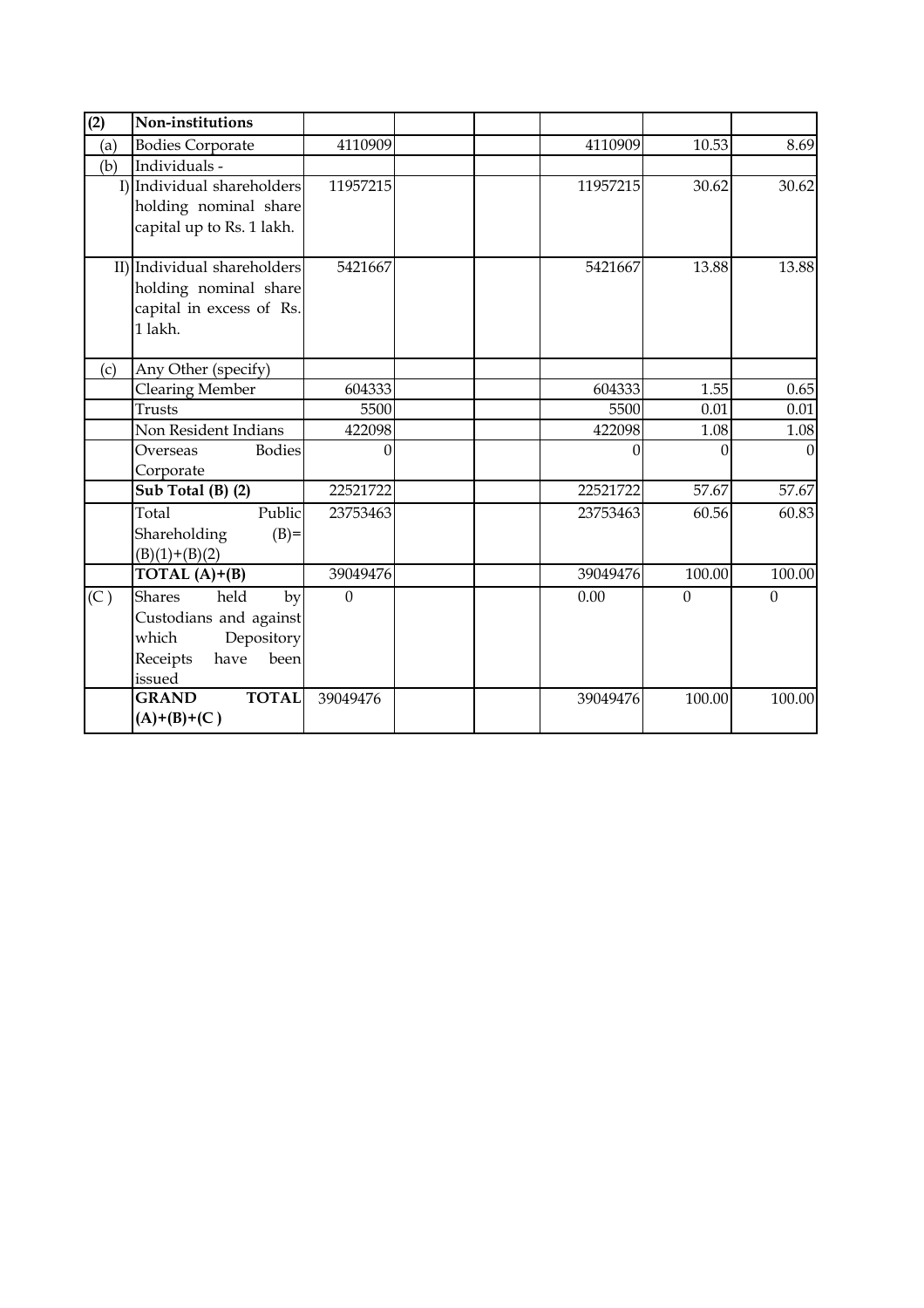| (2) | Non-institutions | | | | | | |
|---|---|---|---|---|---|---|---|
| (a) | Bodies Corporate | 4110909 | | | 4110909 | 10.53 | 8.69 |
| (b) | Individuals - | | | | | | |
| I) | Individual shareholders holding nominal share capital up to Rs. 1 lakh. | 11957215 | | | 11957215 | 30.62 | 30.62 |
| II) | Individual shareholders holding nominal share capital in excess of Rs. 1 lakh. | 5421667 | | | 5421667 | 13.88 | 13.88 |
| (c) | Any Other (specify) | | | | | | |
| | Clearing Member | 604333 | | | 604333 | 1.55 | 0.65 |
| | Trusts | 5500 | | | 5500 | 0.01 | 0.01 |
| | Non Resident Indians | 422098 | | | 422098 | 1.08 | 1.08 |
| | Overseas Bodies Corporate | 0 | | | 0 | 0 | 0 |
| | **Sub Total (B) (2)** | 22521722 | | | 22521722 | 57.67 | 57.67 |
| | Total Public Shareholding (B)= (B)(1)+(B)(2) | 23753463 | | | 23753463 | 60.56 | 60.83 |
| | **TOTAL (A)+(B)** | 39049476 | | | 39049476 | 100.00 | 100.00 |
| (C ) | Shares held by Custodians and against which Depository Receipts have been issued | 0 | | | 0.00 | 0 | 0 |
| | **GRAND TOTAL (A)+(B)+(C )** | 39049476 | | | 39049476 | 100.00 | 100.00 |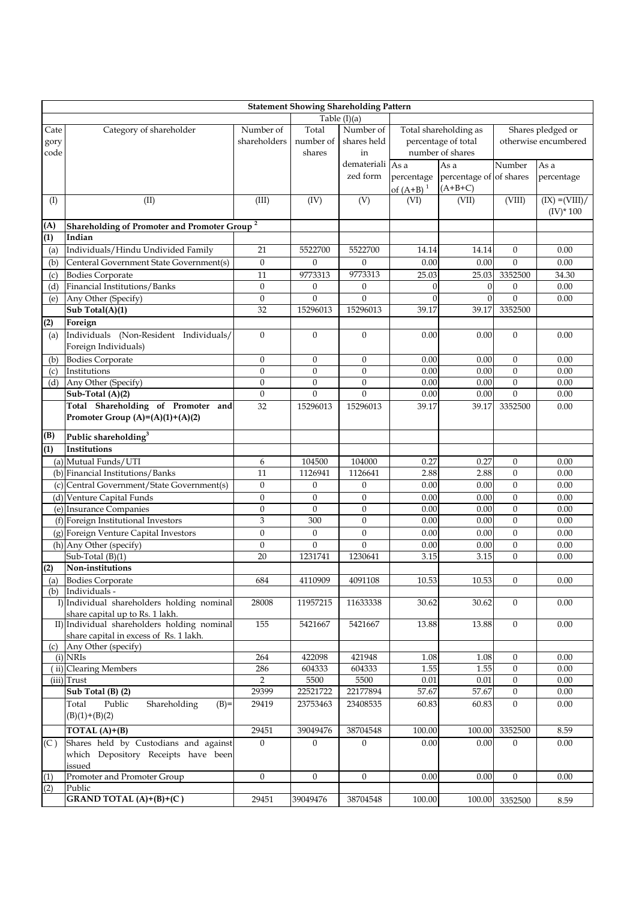**Statement Showing Shareholding Pattern**

Table (I)(a)

| Category code | Category of shareholder | Number of shareholders | Total number of shares | Number of shares held in dematerialized form | Total shareholding as percentage of total number of shares | | Shares pledged or otherwise encumbered | |
|---|---|---|---|---|---|---|---|---|
| | | | | | As a percentage of (A+B) [1] | As a percentage of (A+B+C) | Number of shares | As a percentage |
| (I) | (II) | (III) | (IV) | (V) | (VI) | (VII) | (VIII) | (IX) =(VIII)/(IV)* 100 |
| **(A)** | **Shareholding of Promoter and Promoter Group [2]** | | | | | | | |
| **(1)** | **Indian** | | | | | | | |
| (a) | Individuals/Hindu Undivided Family | 21 | 5522700 | 5522700 | 14.14 | 14.14 | 0 | 0.00 |
| (b) | Centeral Government State Government(s) | 0 | 0 | 0 | 0.00 | 0.00 | 0 | 0.00 |
| (c) | Bodies Corporate | 11 | 9773313 | 9773313 | 25.03 | 25.03 | 3352500 | 34.30 |
| (d) | Financial Institutions/Banks | 0 | 0 | 0 | 0 | 0 | 0 | 0.00 |
| (e) | Any Other (Specify) | 0 | 0 | 0 | 0 | 0 | 0 | 0.00 |
| | **Sub Total(A)(1)** | 32 | 15296013 | 15296013 | 39.17 | 39.17 | 3352500 | |
| **(2)** | **Foreign** | | | | | | | |
| (a) | Individuals (Non-Resident Individuals/ Foreign Individuals) | 0 | 0 | 0 | 0.00 | 0.00 | 0 | 0.00 |
| (b) | Bodies Corporate | 0 | 0 | 0 | 0.00 | 0.00 | 0 | 0.00 |
| (c) | Institutions | 0 | 0 | 0 | 0.00 | 0.00 | 0 | 0.00 |
| (d) | Any Other (Specify) | 0 | 0 | 0 | 0.00 | 0.00 | 0 | 0.00 |
| | **Sub-Total (A)(2)** | 0 | 0 | 0 | 0.00 | 0.00 | 0 | 0.00 |
| | **Total Shareholding of Promoter and Promoter Group (A)=(A)(1)+(A)(2)** | 32 | 15296013 | 15296013 | 39.17 | 39.17 | 3352500 | 0.00 |
| **(B)** | **Public shareholding[3]** | | | | | | | |
| **(1)** | **Institutions** | | | | | | | |
| (a) | Mutual Funds/UTI | 6 | 104500 | 104000 | 0.27 | 0.27 | 0 | 0.00 |
| (b) | Financial Institutions/Banks | 11 | 1126941 | 1126641 | 2.88 | 2.88 | 0 | 0.00 |
| (c) | Central Government/State Government(s) | 0 | 0 | 0 | 0.00 | 0.00 | 0 | 0.00 |
| (d) | Venture Capital Funds | 0 | 0 | 0 | 0.00 | 0.00 | 0 | 0.00 |
| (e) | Insurance Companies | 0 | 0 | 0 | 0.00 | 0.00 | 0 | 0.00 |
| (f) | Foreign Institutional Investors | 3 | 300 | 0 | 0.00 | 0.00 | 0 | 0.00 |
| (g) | Foreign Venture Capital Investors | 0 | 0 | 0 | 0.00 | 0.00 | 0 | 0.00 |
| (h) | Any Other (specify) | 0 | 0 | 0 | 0.00 | 0.00 | 0 | 0.00 |
| | Sub-Total (B)(1) | 20 | 1231741 | 1230641 | 3.15 | 3.15 | 0 | 0.00 |
| **(2)** | **Non-institutions** | | | | | | | |
| (a) | Bodies Corporate | 684 | 4110909 | 4091108 | 10.53 | 10.53 | 0 | 0.00 |
| (b) | Individuals - | | | | | | | |
| I) | Individual shareholders holding nominal share capital up to Rs. 1 lakh. | 28008 | 11957215 | 11633338 | 30.62 | 30.62 | 0 | 0.00 |
| II) | Individual shareholders holding nominal share capital in excess of Rs. 1 lakh. | 155 | 5421667 | 5421667 | 13.88 | 13.88 | 0 | 0.00 |
| (c) | Any Other (specify) | | | | | | | |
| (i) | NRIs | 264 | 422098 | 421948 | 1.08 | 1.08 | 0 | 0.00 |
| (ii) | Clearing Members | 286 | 604333 | 604333 | 1.55 | 1.55 | 0 | 0.00 |
| (iii) | Trust | 2 | 5500 | 5500 | 0.01 | 0.01 | 0 | 0.00 |
| | **Sub Total (B) (2)** | 29399 | 22521722 | 22177894 | 57.67 | 57.67 | 0 | 0.00 |
| | Total Public Shareholding (B)= (B)(1)+(B)(2) | 29419 | 23753463 | 23408535 | 60.83 | 60.83 | 0 | 0.00 |
| | **TOTAL (A)+(B)** | 29451 | 39049476 | 38704548 | 100.00 | 100.00 | 3352500 | 8.59 |
| (C) | Shares held by Custodians and against which Depository Receipts have been issued | 0 | 0 | 0 | 0.00 | 0.00 | 0 | 0.00 |
| (1) | Promoter and Promoter Group | 0 | 0 | 0 | 0.00 | 0.00 | 0 | 0.00 |
| (2) | Public | | | | | | | |
| | **GRAND TOTAL (A)+(B)+(C)** | 29451 | 39049476 | 38704548 | 100.00 | 100.00 | 3352500 | 8.59 |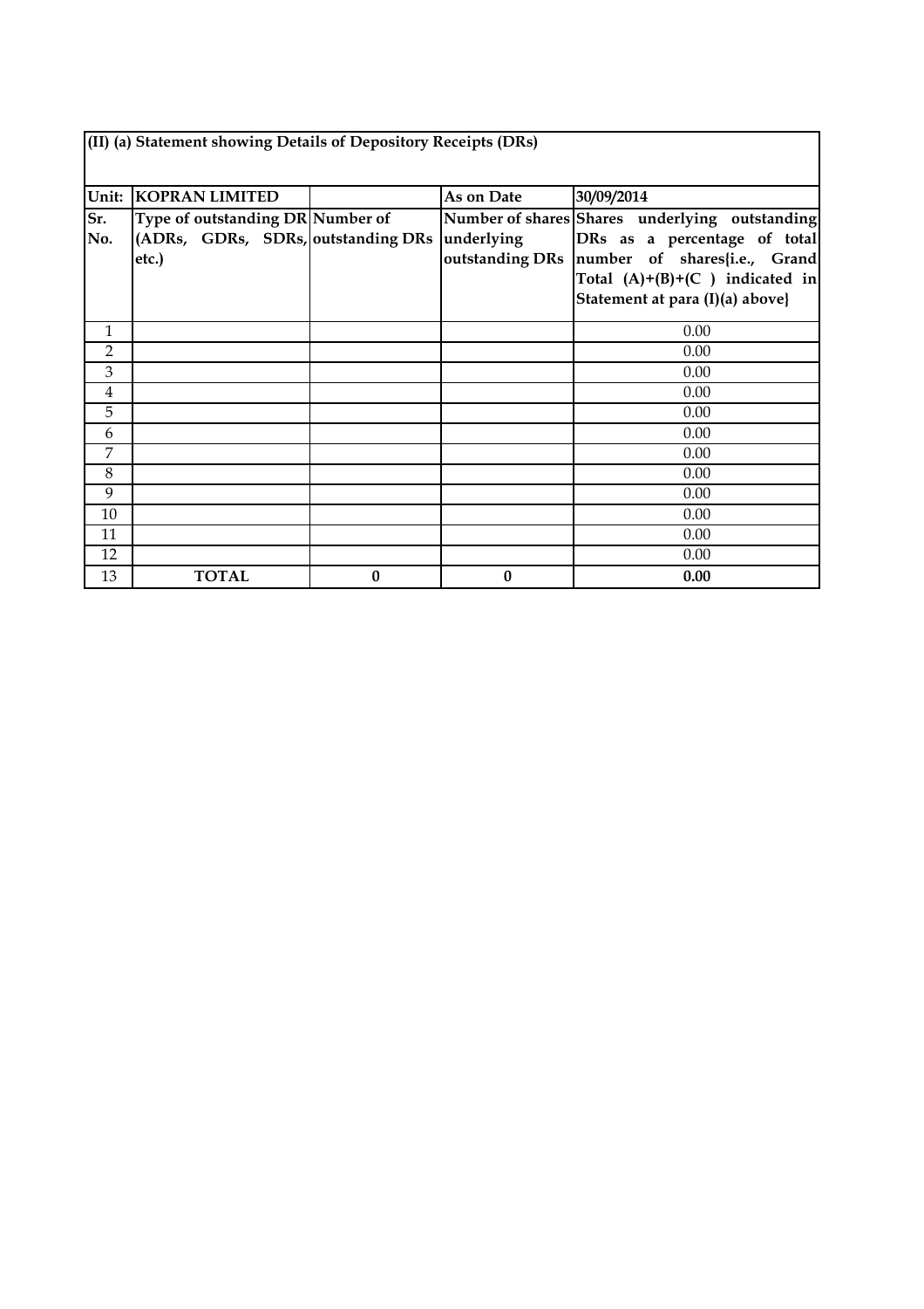| (II) (a) Statement showing Details of Depository Receipts (DRs) | | | | |
|---|---|---|---|---|
| Unit: | KOPRAN LIMITED | | As on Date | 30/09/2014 |
| Sr. No. | Type of outstanding DR (ADRs, GDRs, SDRs, etc.) | Number of outstanding DRs | Number of shares underlying outstanding DRs | Shares underlying outstanding DRs as a percentage of total number of shares{i.e., Grand Total (A)+(B)+(C ) indicated in Statement at para (I)(a) above} |
| 1 | | | | 0.00 |
| 2 | | | | 0.00 |
| 3 | | | | 0.00 |
| 4 | | | | 0.00 |
| 5 | | | | 0.00 |
| 6 | | | | 0.00 |
| 7 | | | | 0.00 |
| 8 | | | | 0.00 |
| 9 | | | | 0.00 |
| 10 | | | | 0.00 |
| 11 | | | | 0.00 |
| 12 | | | | 0.00 |
| 13 | **TOTAL** | **0** | **0** | **0.00** |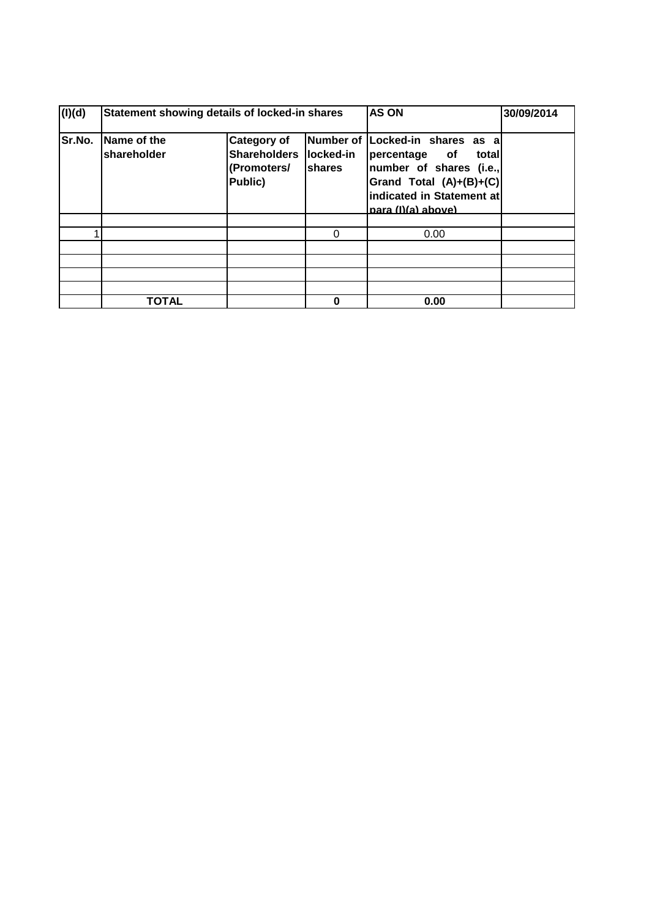| (I)(d) | Statement showing details of locked-in shares | | | AS ON | 30/09/2014 |
|---|---|---|---|---|---|
| Sr.No. | Name of the shareholder | Category of Shareholders (Promoters/ Public) | Number of locked-in shares | Locked-in shares as a percentage of total number of shares (i.e., Grand Total (A)+(B)+(C) indicated in Statement at para (I)(a) above) | |
| | | | | | |
| 1 | | | 0 | 0.00 | |
| | | | | | |
| | | | | | |
| | | | | | |
| | | | | | |
| | **TOTAL** | | **0** | **0.00** | |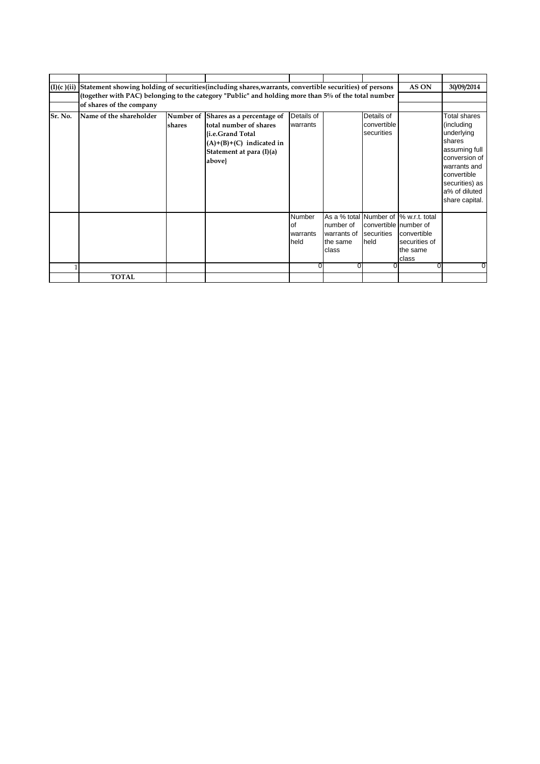| (I)(c )(ii) | Statement showing holding of securities(including shares,warrants, convertible securities) of persons (together with PAC) belonging to the category "Public" and holding more than 5% of the total number of shares of the company | | | | | | AS ON | 30/09/2014 |
|---|---|---|---|---|---|---|---|---|
| Sr. No. | Name of the shareholder | Number of shares | Shares as a percentage of total number of shares {i.e.Grand Total (A)+(B)+(C) indicated in Statement at para (I)(a) above} | Details of warrants | | Details of convertible securities | | Total shares (including underlying shares assuming full conversion of warrants and convertible securities) as a% of diluted share capital. |
| | | | | Number of warrants held | As a % total number of warrants of the same class | Number of convertible securities held | % w.r.t. total number of convertible securities of the same class | |
| 1 | | | | 0 | 0 | 0 | 0 | 0 |
| | **TOTAL** | | | | | | | |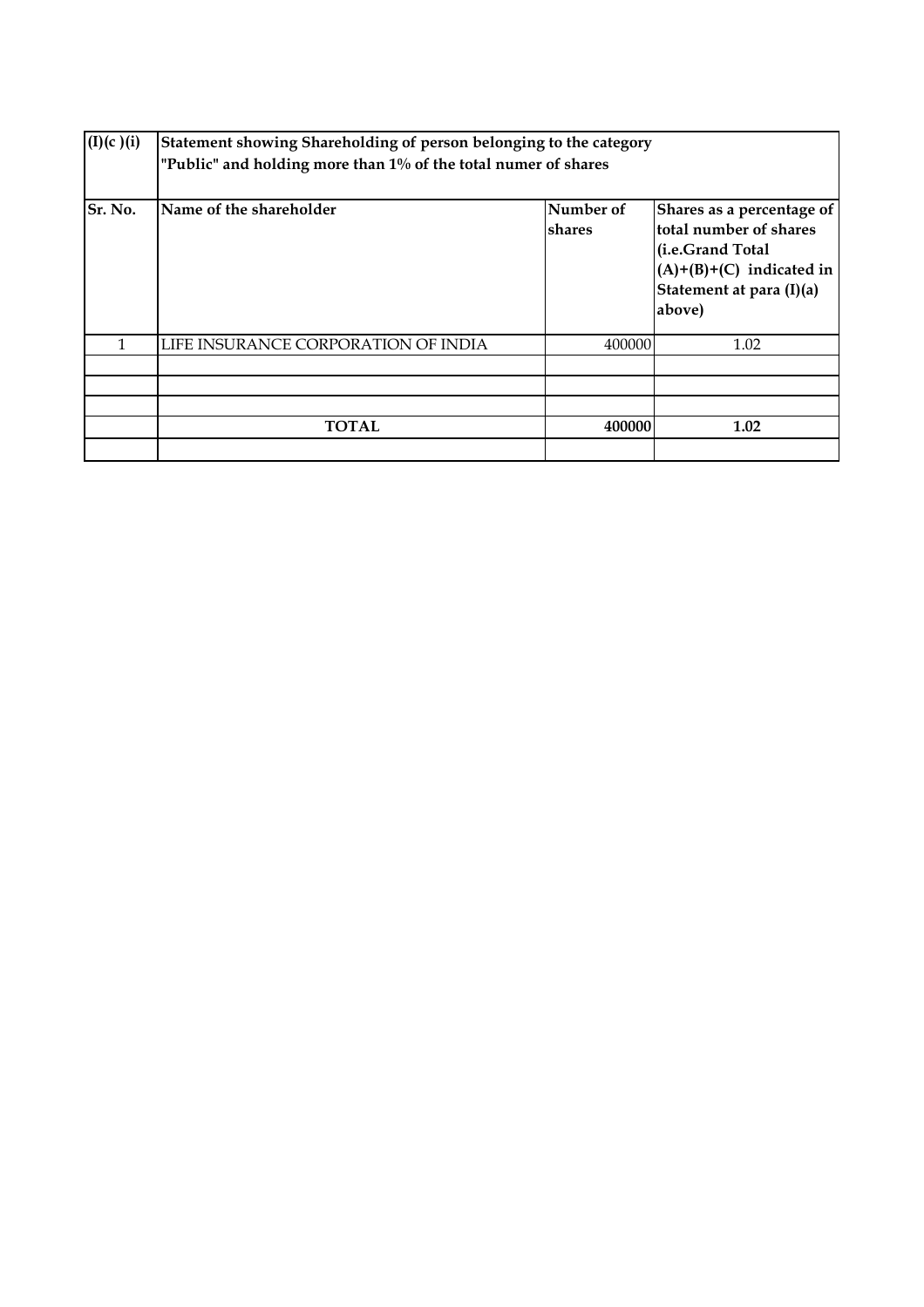| (I)(c )(i) | Statement showing Shareholding of person belonging to the category "Public" and holding more than 1% of the total numer of shares | | |
|---|---|---|---|
| Sr. No. | Name of the shareholder | Number of shares | Shares as a percentage of total number of shares (i.e.Grand Total (A)+(B)+(C) indicated in Statement at para (I)(a) above) |
| 1 | LIFE INSURANCE CORPORATION OF INDIA | 400000 | 1.02 |
| | | | |
| | | | |
| | | | |
| | **TOTAL** | **400000** | **1.02** |
| | | | |